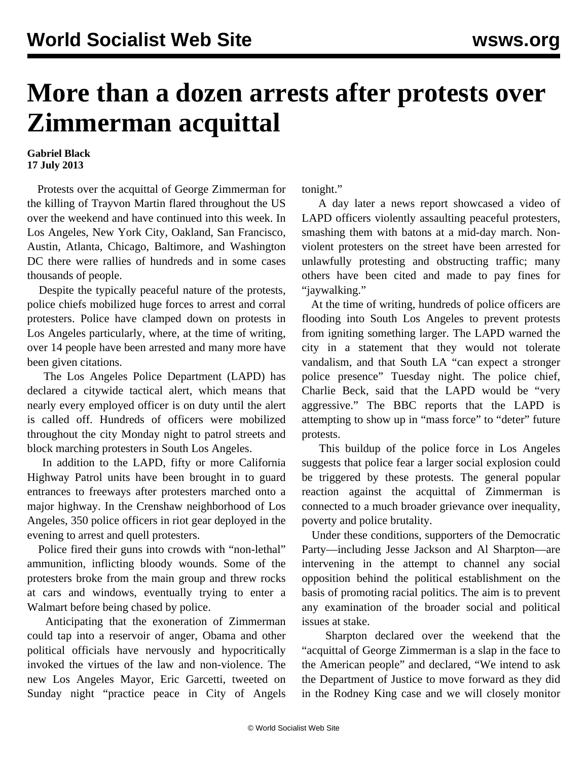# More than a dozen arrests after protests over Zimmerman acquittal

**Gabriel Black**
**17 July 2013**

Protests over the acquittal of George Zimmerman for the killing of Trayvon Martin flared throughout the US over the weekend and have continued into this week. In Los Angeles, New York City, Oakland, San Francisco, Austin, Atlanta, Chicago, Baltimore, and Washington DC there were rallies of hundreds and in some cases thousands of people.

Despite the typically peaceful nature of the protests, police chiefs mobilized huge forces to arrest and corral protesters. Police have clamped down on protests in Los Angeles particularly, where, at the time of writing, over 14 people have been arrested and many more have been given citations.

The Los Angeles Police Department (LAPD) has declared a citywide tactical alert, which means that nearly every employed officer is on duty until the alert is called off. Hundreds of officers were mobilized throughout the city Monday night to patrol streets and block marching protesters in South Los Angeles.

In addition to the LAPD, fifty or more California Highway Patrol units have been brought in to guard entrances to freeways after protesters marched onto a major highway. In the Crenshaw neighborhood of Los Angeles, 350 police officers in riot gear deployed in the evening to arrest and quell protesters.

Police fired their guns into crowds with "non-lethal" ammunition, inflicting bloody wounds. Some of the protesters broke from the main group and threw rocks at cars and windows, eventually trying to enter a Walmart before being chased by police.

Anticipating that the exoneration of Zimmerman could tap into a reservoir of anger, Obama and other political officials have nervously and hypocritically invoked the virtues of the law and non-violence. The new Los Angeles Mayor, Eric Garcetti, tweeted on Sunday night "practice peace in City of Angels tonight."

A day later a news report showcased a video of LAPD officers violently assaulting peaceful protesters, smashing them with batons at a mid-day march. Non-violent protesters on the street have been arrested for unlawfully protesting and obstructing traffic; many others have been cited and made to pay fines for "jaywalking."

At the time of writing, hundreds of police officers are flooding into South Los Angeles to prevent protests from igniting something larger. The LAPD warned the city in a statement that they would not tolerate vandalism, and that South LA "can expect a stronger police presence" Tuesday night. The police chief, Charlie Beck, said that the LAPD would be "very aggressive." The BBC reports that the LAPD is attempting to show up in "mass force" to "deter" future protests.

This buildup of the police force in Los Angeles suggests that police fear a larger social explosion could be triggered by these protests. The general popular reaction against the acquittal of Zimmerman is connected to a much broader grievance over inequality, poverty and police brutality.

Under these conditions, supporters of the Democratic Party—including Jesse Jackson and Al Sharpton—are intervening in the attempt to channel any social opposition behind the political establishment on the basis of promoting racial politics. The aim is to prevent any examination of the broader social and political issues at stake.

Sharpton declared over the weekend that the "acquittal of George Zimmerman is a slap in the face to the American people" and declared, "We intend to ask the Department of Justice to move forward as they did in the Rodney King case and we will closely monitor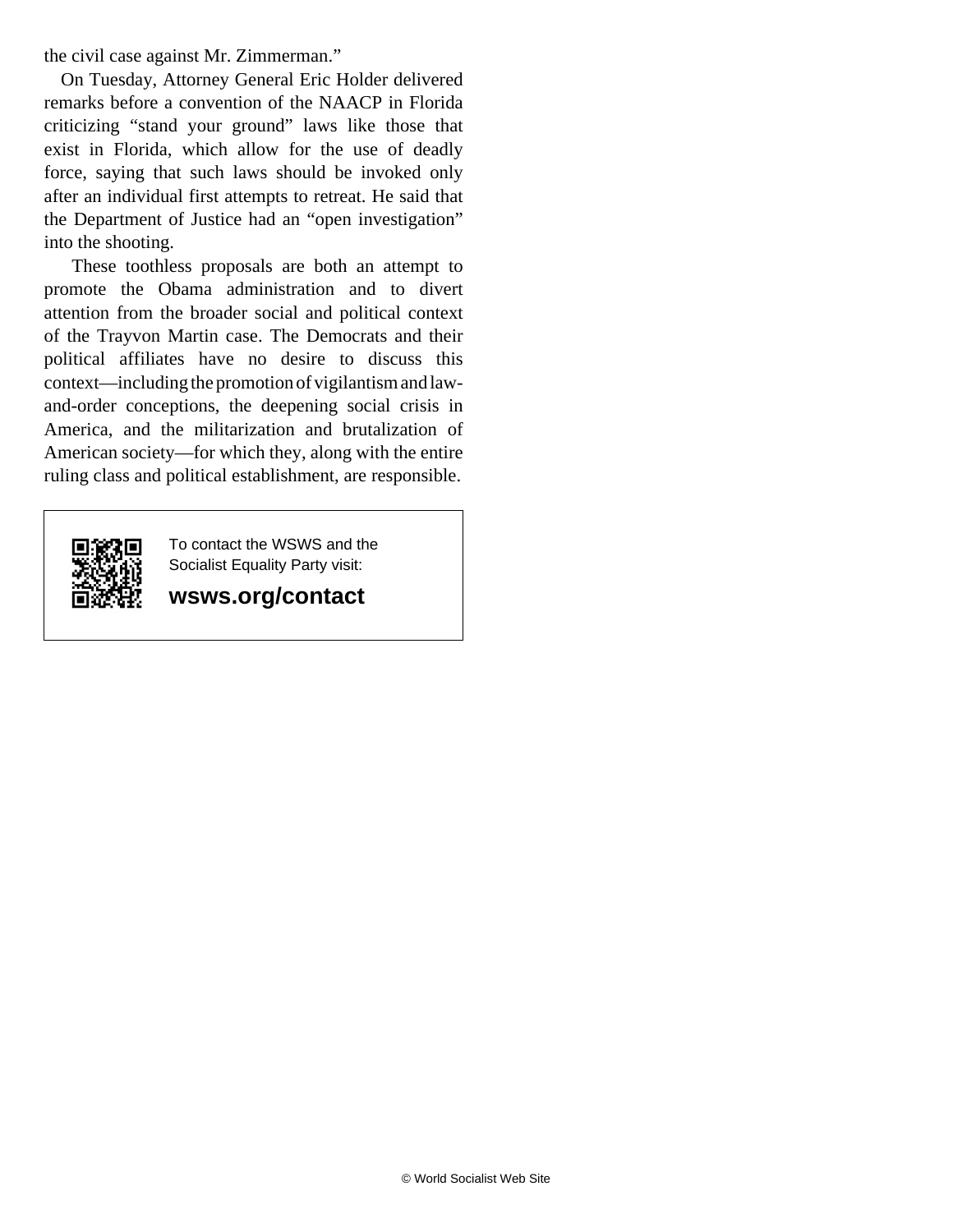the civil case against Mr. Zimmerman."

On Tuesday, Attorney General Eric Holder delivered remarks before a convention of the NAACP in Florida criticizing "stand your ground" laws like those that exist in Florida, which allow for the use of deadly force, saying that such laws should be invoked only after an individual first attempts to retreat. He said that the Department of Justice had an "open investigation" into the shooting.

These toothless proposals are both an attempt to promote the Obama administration and to divert attention from the broader social and political context of the Trayvon Martin case. The Democrats and their political affiliates have no desire to discuss this context—including the promotion of vigilantism and law-and-order conceptions, the deepening social crisis in America, and the militarization and brutalization of American society—for which they, along with the entire ruling class and political establishment, are responsible.

To contact the WSWS and the Socialist Equality Party visit:

**wsws.org/contact**

© World Socialist Web Site